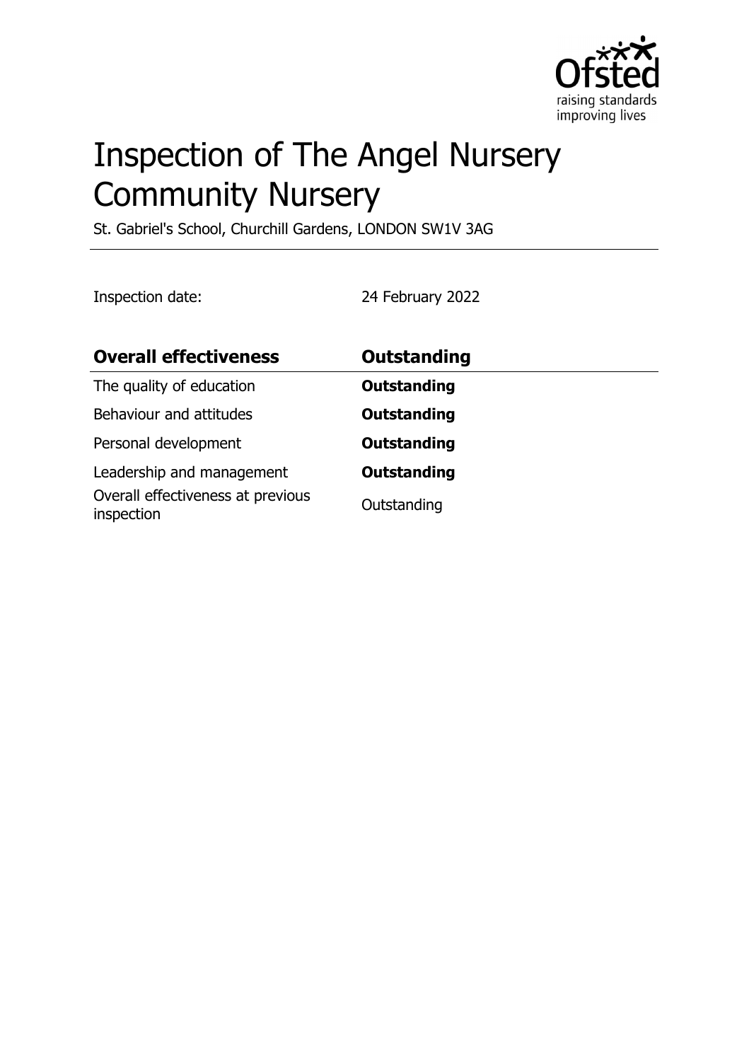# Inspection of The Angel Nursery Community Nursery

St. Gabriel's School, Churchill Gardens, LONDON SW1V 3AG

Inspection date: 24 February 2022

| Overall effectiveness | Outstanding |
|---|---|
| The quality of education | **Outstanding** |
| Behaviour and attitudes | **Outstanding** |
| Personal development | **Outstanding** |
| Leadership and management | **Outstanding** |
| Overall effectiveness at previous inspection | Outstanding |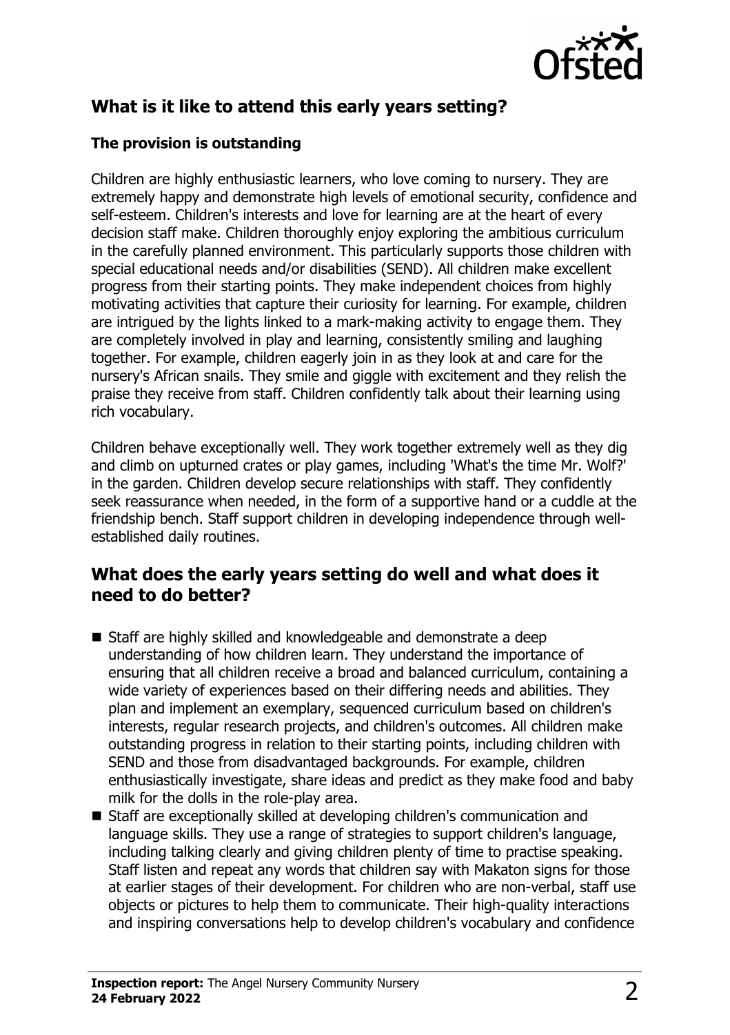## What is it like to attend this early years setting?

### The provision is outstanding

Children are highly enthusiastic learners, who love coming to nursery. They are extremely happy and demonstrate high levels of emotional security, confidence and self-esteem. Children's interests and love for learning are at the heart of every decision staff make. Children thoroughly enjoy exploring the ambitious curriculum in the carefully planned environment. This particularly supports those children with special educational needs and/or disabilities (SEND). All children make excellent progress from their starting points. They make independent choices from highly motivating activities that capture their curiosity for learning. For example, children are intrigued by the lights linked to a mark-making activity to engage them. They are completely involved in play and learning, consistently smiling and laughing together. For example, children eagerly join in as they look at and care for the nursery's African snails. They smile and giggle with excitement and they relish the praise they receive from staff. Children confidently talk about their learning using rich vocabulary.

Children behave exceptionally well. They work together extremely well as they dig and climb on upturned crates or play games, including 'What's the time Mr. Wolf?' in the garden. Children develop secure relationships with staff. They confidently seek reassurance when needed, in the form of a supportive hand or a cuddle at the friendship bench. Staff support children in developing independence through well-established daily routines.

## What does the early years setting do well and what does it need to do better?

- Staff are highly skilled and knowledgeable and demonstrate a deep understanding of how children learn. They understand the importance of ensuring that all children receive a broad and balanced curriculum, containing a wide variety of experiences based on their differing needs and abilities. They plan and implement an exemplary, sequenced curriculum based on children's interests, regular research projects, and children's outcomes. All children make outstanding progress in relation to their starting points, including children with SEND and those from disadvantaged backgrounds. For example, children enthusiastically investigate, share ideas and predict as they make food and baby milk for the dolls in the role-play area.
- Staff are exceptionally skilled at developing children's communication and language skills. They use a range of strategies to support children's language, including talking clearly and giving children plenty of time to practise speaking. Staff listen and repeat any words that children say with Makaton signs for those at earlier stages of their development. For children who are non-verbal, staff use objects or pictures to help them to communicate. Their high-quality interactions and inspiring conversations help to develop children's vocabulary and confidence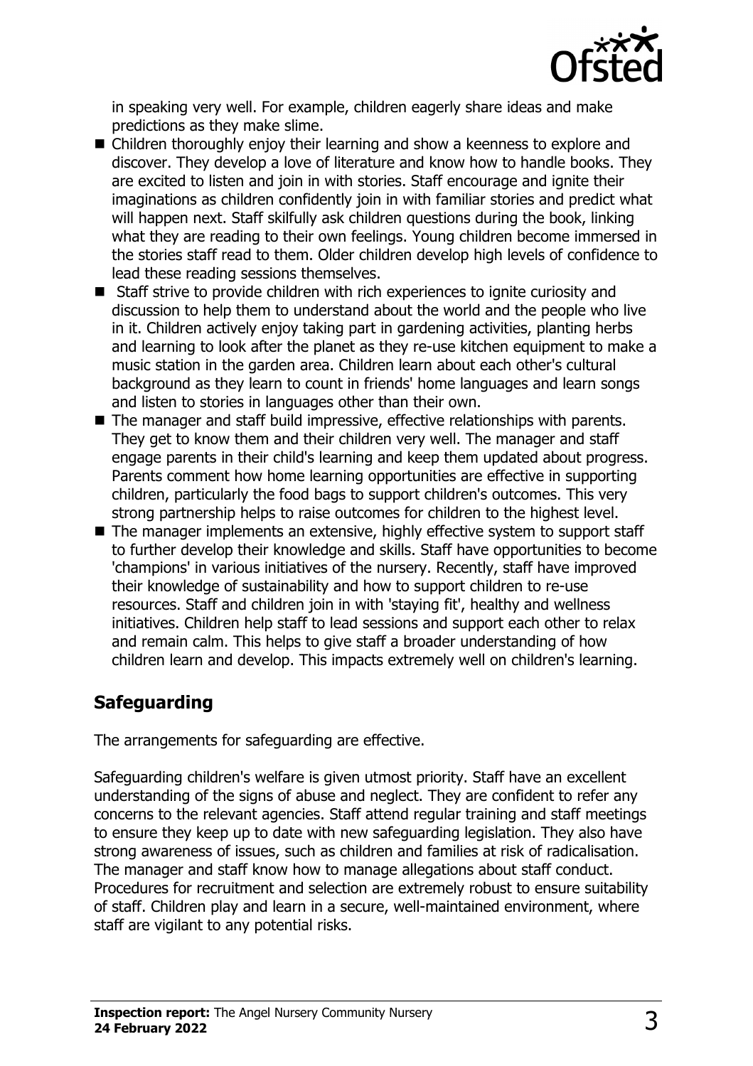in speaking very well. For example, children eagerly share ideas and make predictions as they make slime.

- Children thoroughly enjoy their learning and show a keenness to explore and discover. They develop a love of literature and know how to handle books. They are excited to listen and join in with stories. Staff encourage and ignite their imaginations as children confidently join in with familiar stories and predict what will happen next. Staff skilfully ask children questions during the book, linking what they are reading to their own feelings. Young children become immersed in the stories staff read to them. Older children develop high levels of confidence to lead these reading sessions themselves.
- Staff strive to provide children with rich experiences to ignite curiosity and discussion to help them to understand about the world and the people who live in it. Children actively enjoy taking part in gardening activities, planting herbs and learning to look after the planet as they re-use kitchen equipment to make a music station in the garden area. Children learn about each other's cultural background as they learn to count in friends' home languages and learn songs and listen to stories in languages other than their own.
- The manager and staff build impressive, effective relationships with parents. They get to know them and their children very well. The manager and staff engage parents in their child's learning and keep them updated about progress. Parents comment how home learning opportunities are effective in supporting children, particularly the food bags to support children's outcomes. This very strong partnership helps to raise outcomes for children to the highest level.
- The manager implements an extensive, highly effective system to support staff to further develop their knowledge and skills. Staff have opportunities to become 'champions' in various initiatives of the nursery. Recently, staff have improved their knowledge of sustainability and how to support children to re-use resources. Staff and children join in with 'staying fit', healthy and wellness initiatives. Children help staff to lead sessions and support each other to relax and remain calm. This helps to give staff a broader understanding of how children learn and develop. This impacts extremely well on children's learning.

## Safeguarding

The arrangements for safeguarding are effective.

Safeguarding children's welfare is given utmost priority. Staff have an excellent understanding of the signs of abuse and neglect. They are confident to refer any concerns to the relevant agencies. Staff attend regular training and staff meetings to ensure they keep up to date with new safeguarding legislation. They also have strong awareness of issues, such as children and families at risk of radicalisation. The manager and staff know how to manage allegations about staff conduct. Procedures for recruitment and selection are extremely robust to ensure suitability of staff. Children play and learn in a secure, well-maintained environment, where staff are vigilant to any potential risks.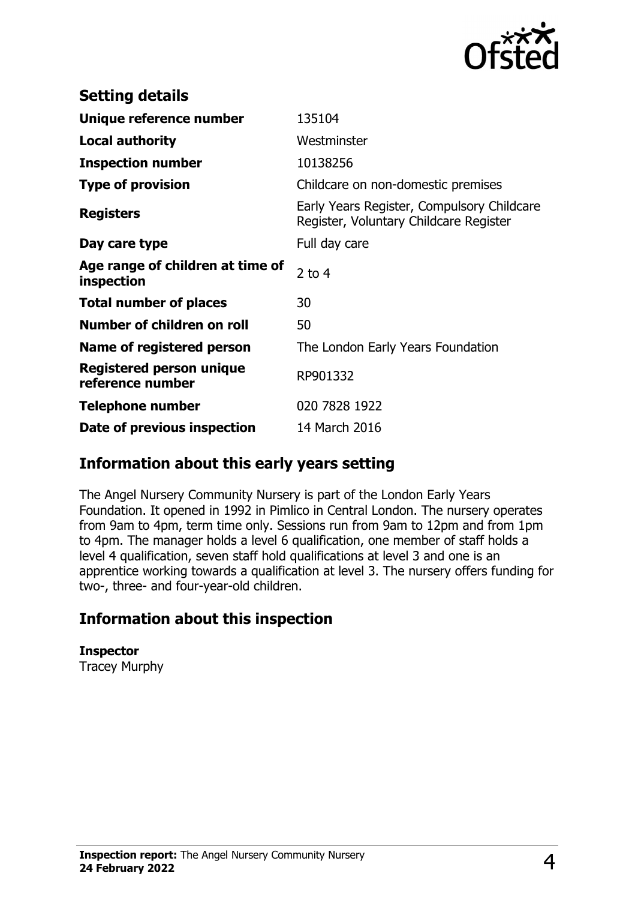## Setting details

| | |
|---|---|
| **Unique reference number** | 135104 |
| **Local authority** | Westminster |
| **Inspection number** | 10138256 |
| **Type of provision** | Childcare on non-domestic premises |
| **Registers** | Early Years Register, Compulsory Childcare Register, Voluntary Childcare Register |
| **Day care type** | Full day care |
| **Age range of children at time of inspection** | 2 to 4 |
| **Total number of places** | 30 |
| **Number of children on roll** | 50 |
| **Name of registered person** | The London Early Years Foundation |
| **Registered person unique reference number** | RP901332 |
| **Telephone number** | 020 7828 1922 |
| **Date of previous inspection** | 14 March 2016 |

## Information about this early years setting

The Angel Nursery Community Nursery is part of the London Early Years Foundation. It opened in 1992 in Pimlico in Central London. The nursery operates from 9am to 4pm, term time only. Sessions run from 9am to 12pm and from 1pm to 4pm. The manager holds a level 6 qualification, one member of staff holds a level 4 qualification, seven staff hold qualifications at level 3 and one is an apprentice working towards a qualification at level 3. The nursery offers funding for two-, three- and four-year-old children.

## Information about this inspection

**Inspector**
Tracey Murphy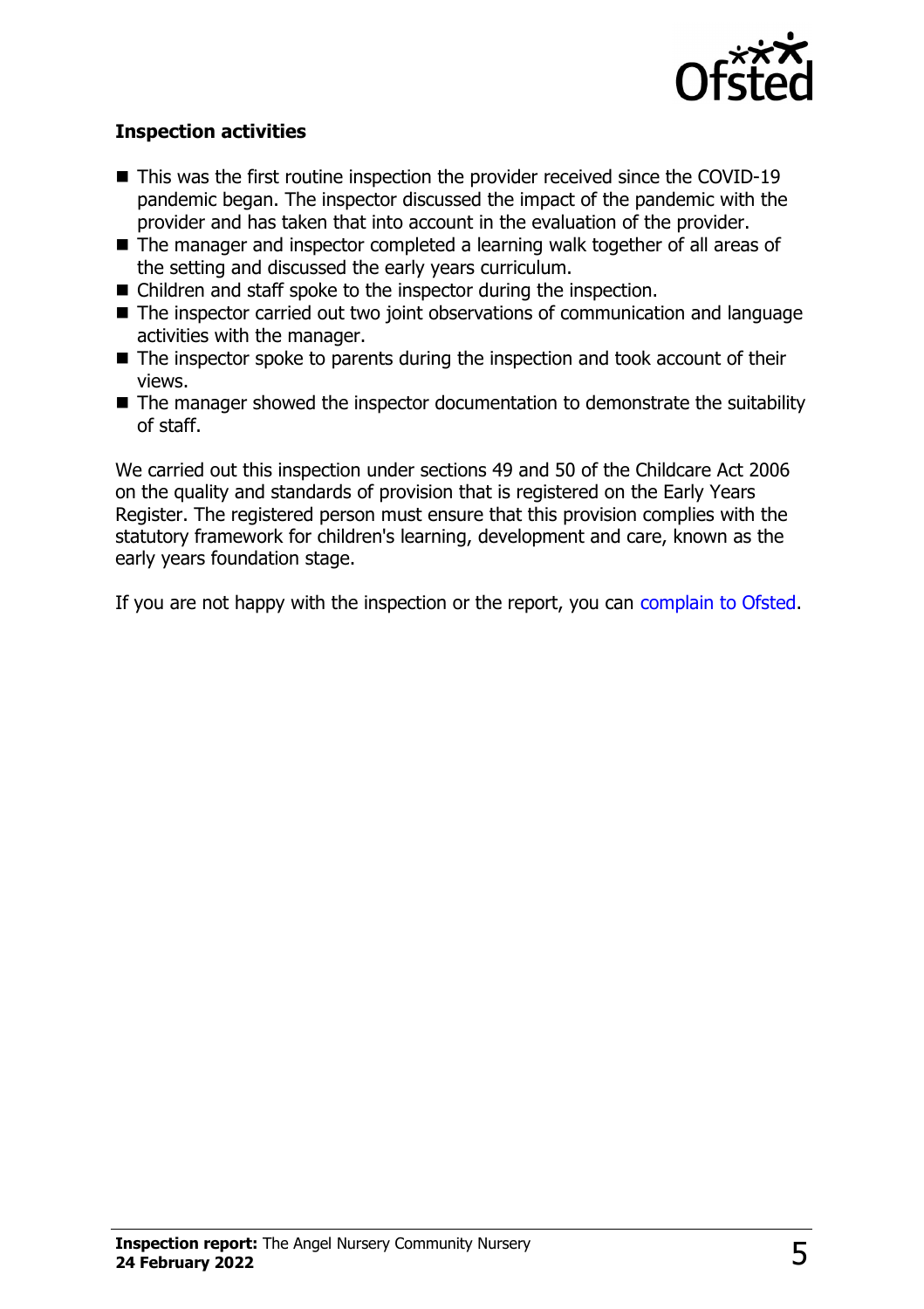### Inspection activities

- This was the first routine inspection the provider received since the COVID-19 pandemic began. The inspector discussed the impact of the pandemic with the provider and has taken that into account in the evaluation of the provider.
- The manager and inspector completed a learning walk together of all areas of the setting and discussed the early years curriculum.
- Children and staff spoke to the inspector during the inspection.
- The inspector carried out two joint observations of communication and language activities with the manager.
- The inspector spoke to parents during the inspection and took account of their views.
- The manager showed the inspector documentation to demonstrate the suitability of staff.

We carried out this inspection under sections 49 and 50 of the Childcare Act 2006 on the quality and standards of provision that is registered on the Early Years Register. The registered person must ensure that this provision complies with the statutory framework for children's learning, development and care, known as the early years foundation stage.

If you are not happy with the inspection or the report, you can complain to Ofsted.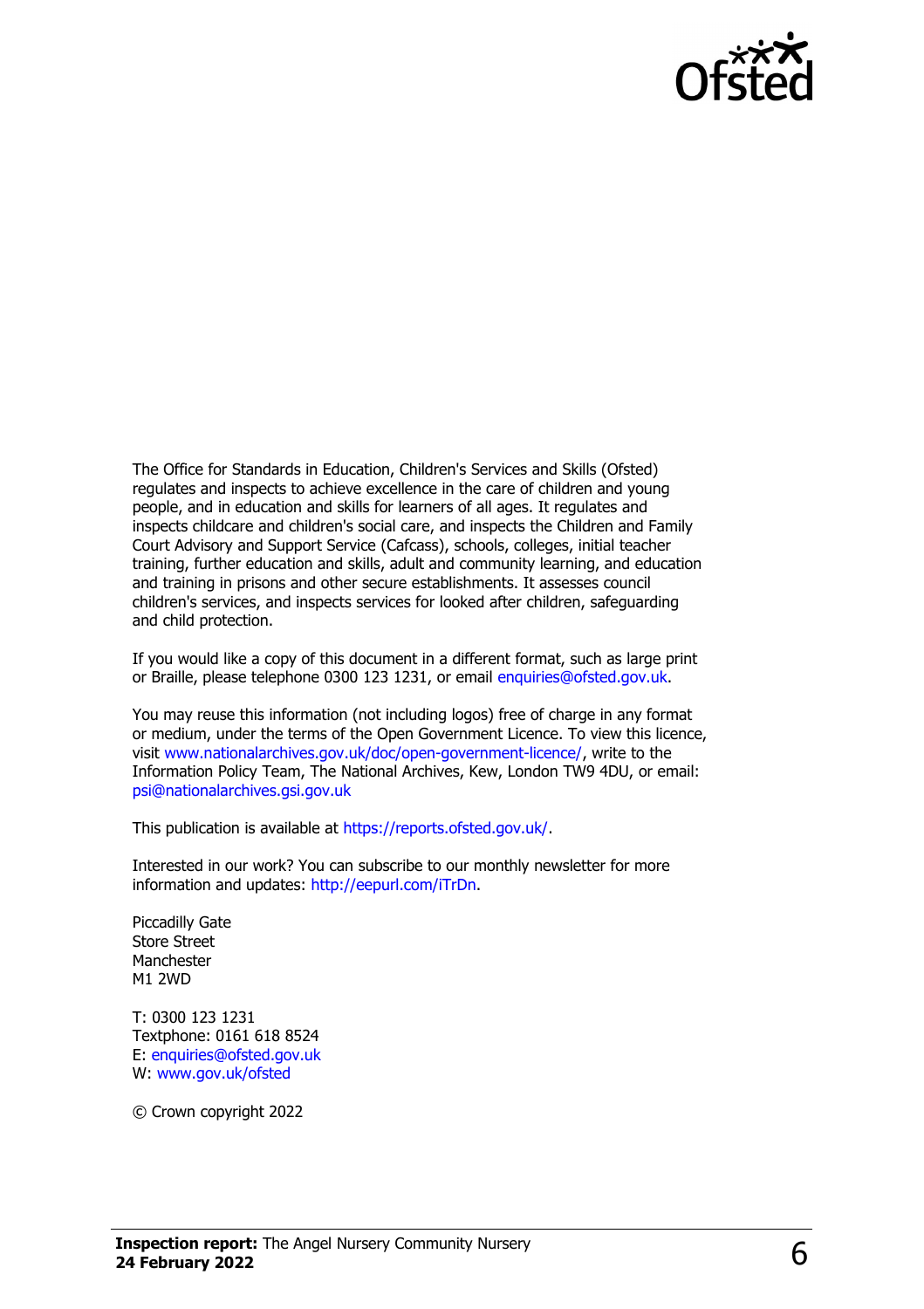The Office for Standards in Education, Children's Services and Skills (Ofsted) regulates and inspects to achieve excellence in the care of children and young people, and in education and skills for learners of all ages. It regulates and inspects childcare and children's social care, and inspects the Children and Family Court Advisory and Support Service (Cafcass), schools, colleges, initial teacher training, further education and skills, adult and community learning, and education and training in prisons and other secure establishments. It assesses council children's services, and inspects services for looked after children, safeguarding and child protection.

If you would like a copy of this document in a different format, such as large print or Braille, please telephone 0300 123 1231, or email enquiries@ofsted.gov.uk.

You may reuse this information (not including logos) free of charge in any format or medium, under the terms of the Open Government Licence. To view this licence, visit www.nationalarchives.gov.uk/doc/open-government-licence/, write to the Information Policy Team, The National Archives, Kew, London TW9 4DU, or email: psi@nationalarchives.gsi.gov.uk

This publication is available at https://reports.ofsted.gov.uk/.

Interested in our work? You can subscribe to our monthly newsletter for more information and updates: http://eepurl.com/iTrDn.

Piccadilly Gate
Store Street
Manchester
M1 2WD

T: 0300 123 1231
Textphone: 0161 618 8524
E: enquiries@ofsted.gov.uk
W: www.gov.uk/ofsted

© Crown copyright 2022